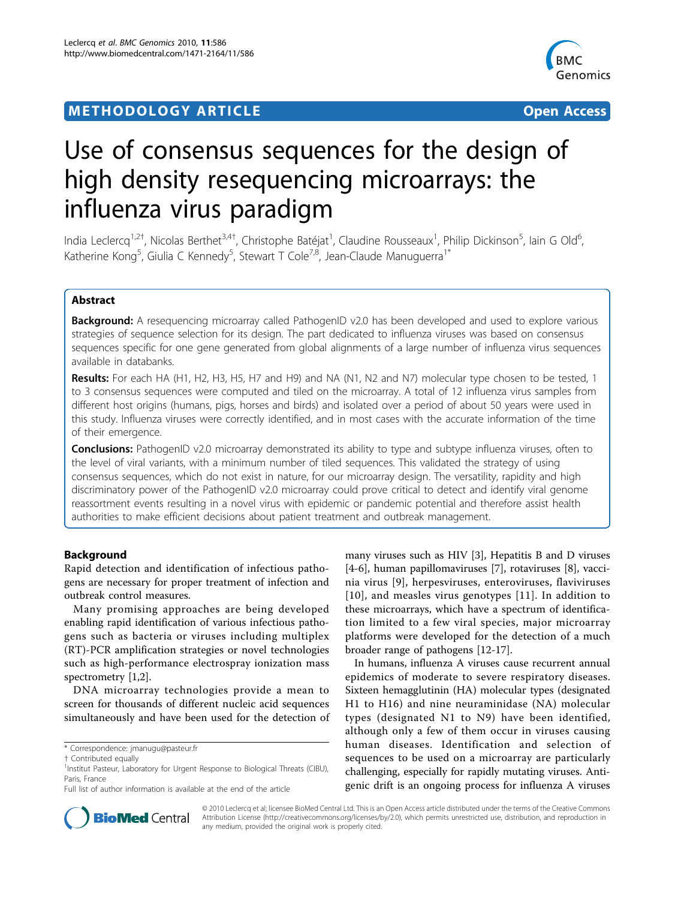METHODOLOGY ARTICLE — Open Access

# Use of consensus sequences for the design of high density resequencing microarrays: the influenza virus paradigm

India Leclercq[1,2†], Nicolas Berthet[3,4†], Christophe Batéjat[1], Claudine Rousseaux[1], Philip Dickinson[5], Iain G Old[6], Katherine Kong[5], Giulia C Kennedy[5], Stewart T Cole[7,8], Jean-Claude Manuguerra[1*]

## Abstract

**Background:** A resequencing microarray called PathogenID v2.0 has been developed and used to explore various strategies of sequence selection for its design. The part dedicated to influenza viruses was based on consensus sequences specific for one gene generated from global alignments of a large number of influenza virus sequences available in databanks.

**Results:** For each HA (H1, H2, H3, H5, H7 and H9) and NA (N1, N2 and N7) molecular type chosen to be tested, 1 to 3 consensus sequences were computed and tiled on the microarray. A total of 12 influenza virus samples from different host origins (humans, pigs, horses and birds) and isolated over a period of about 50 years were used in this study. Influenza viruses were correctly identified, and in most cases with the accurate information of the time of their emergence.

**Conclusions:** PathogenID v2.0 microarray demonstrated its ability to type and subtype influenza viruses, often to the level of viral variants, with a minimum number of tiled sequences. This validated the strategy of using consensus sequences, which do not exist in nature, for our microarray design. The versatility, rapidity and high discriminatory power of the PathogenID v2.0 microarray could prove critical to detect and identify viral genome reassortment events resulting in a novel virus with epidemic or pandemic potential and therefore assist health authorities to make efficient decisions about patient treatment and outbreak management.

## Background

Rapid detection and identification of infectious pathogens are necessary for proper treatment of infection and outbreak control measures.

Many promising approaches are being developed enabling rapid identification of various infectious pathogens such as bacteria or viruses including multiplex (RT)-PCR amplification strategies or novel technologies such as high-performance electrospray ionization mass spectrometry [1,2].

DNA microarray technologies provide a mean to screen for thousands of different nucleic acid sequences simultaneously and have been used for the detection of many viruses such as HIV [3], Hepatitis B and D viruses [4-6], human papillomaviruses [7], rotaviruses [8], vaccinia virus [9], herpesviruses, enteroviruses, flaviviruses [10], and measles virus genotypes [11]. In addition to these microarrays, which have a spectrum of identification limited to a few viral species, major microarray platforms were developed for the detection of a much broader range of pathogens [12-17].

In humans, influenza A viruses cause recurrent annual epidemics of moderate to severe respiratory diseases. Sixteen hemagglutinin (HA) molecular types (designated H1 to H16) and nine neuraminidase (NA) molecular types (designated N1 to N9) have been identified, although only a few of them occur in viruses causing human diseases. Identification and selection of sequences to be used on a microarray are particularly challenging, especially for rapidly mutating viruses. Antigenic drift is an ongoing process for influenza A viruses

* Correspondence: jmanugu@pasteur.fr
† Contributed equally
[1]Institut Pasteur, Laboratory for Urgent Response to Biological Threats (CIBU), Paris, France
Full list of author information is available at the end of the article

© 2010 Leclercq et al; licensee BioMed Central Ltd. This is an Open Access article distributed under the terms of the Creative Commons Attribution License (http://creativecommons.org/licenses/by/2.0), which permits unrestricted use, distribution, and reproduction in any medium, provided the original work is properly cited.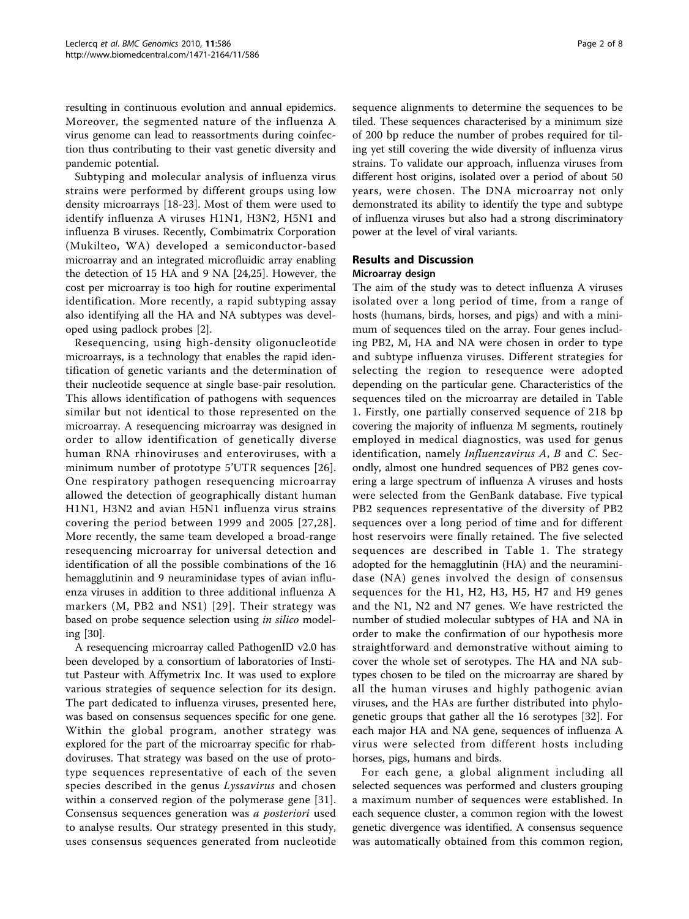resulting in continuous evolution and annual epidemics. Moreover, the segmented nature of the influenza A virus genome can lead to reassortments during coinfection thus contributing to their vast genetic diversity and pandemic potential.

Subtyping and molecular analysis of influenza virus strains were performed by different groups using low density microarrays [18-23]. Most of them were used to identify influenza A viruses H1N1, H3N2, H5N1 and influenza B viruses. Recently, Combimatrix Corporation (Mukilteo, WA) developed a semiconductor-based microarray and an integrated microfluidic array enabling the detection of 15 HA and 9 NA [24,25]. However, the cost per microarray is too high for routine experimental identification. More recently, a rapid subtyping assay also identifying all the HA and NA subtypes was developed using padlock probes [2].

Resequencing, using high-density oligonucleotide microarrays, is a technology that enables the rapid identification of genetic variants and the determination of their nucleotide sequence at single base-pair resolution. This allows identification of pathogens with sequences similar but not identical to those represented on the microarray. A resequencing microarray was designed in order to allow identification of genetically diverse human RNA rhinoviruses and enteroviruses, with a minimum number of prototype 5'UTR sequences [26]. One respiratory pathogen resequencing microarray allowed the detection of geographically distant human H1N1, H3N2 and avian H5N1 influenza virus strains covering the period between 1999 and 2005 [27,28]. More recently, the same team developed a broad-range resequencing microarray for universal detection and identification of all the possible combinations of the 16 hemagglutinin and 9 neuraminidase types of avian influenza viruses in addition to three additional influenza A markers (M, PB2 and NS1) [29]. Their strategy was based on probe sequence selection using *in silico* modeling [30].

A resequencing microarray called PathogenID v2.0 has been developed by a consortium of laboratories of Institut Pasteur with Affymetrix Inc. It was used to explore various strategies of sequence selection for its design. The part dedicated to influenza viruses, presented here, was based on consensus sequences specific for one gene. Within the global program, another strategy was explored for the part of the microarray specific for rhabdoviruses. That strategy was based on the use of prototype sequences representative of each of the seven species described in the genus *Lyssavirus* and chosen within a conserved region of the polymerase gene [31]. Consensus sequences generation was *a posteriori* used to analyse results. Our strategy presented in this study, uses consensus sequences generated from nucleotide sequence alignments to determine the sequences to be tiled. These sequences characterised by a minimum size of 200 bp reduce the number of probes required for tiling yet still covering the wide diversity of influenza virus strains. To validate our approach, influenza viruses from different host origins, isolated over a period of about 50 years, were chosen. The DNA microarray not only demonstrated its ability to identify the type and subtype of influenza viruses but also had a strong discriminatory power at the level of viral variants.

## Results and Discussion

### Microarray design

The aim of the study was to detect influenza A viruses isolated over a long period of time, from a range of hosts (humans, birds, horses, and pigs) and with a minimum of sequences tiled on the array. Four genes including PB2, M, HA and NA were chosen in order to type and subtype influenza viruses. Different strategies for selecting the region to resequence were adopted depending on the particular gene. Characteristics of the sequences tiled on the microarray are detailed in Table 1. Firstly, one partially conserved sequence of 218 bp covering the majority of influenza M segments, routinely employed in medical diagnostics, was used for genus identification, namely *Influenzavirus A*, *B* and *C*. Secondly, almost one hundred sequences of PB2 genes covering a large spectrum of influenza A viruses and hosts were selected from the GenBank database. Five typical PB2 sequences representative of the diversity of PB2 sequences over a long period of time and for different host reservoirs were finally retained. The five selected sequences are described in Table 1. The strategy adopted for the hemagglutinin (HA) and the neuraminidase (NA) genes involved the design of consensus sequences for the H1, H2, H3, H5, H7 and H9 genes and the N1, N2 and N7 genes. We have restricted the number of studied molecular subtypes of HA and NA in order to make the confirmation of our hypothesis more straightforward and demonstrative without aiming to cover the whole set of serotypes. The HA and NA subtypes chosen to be tiled on the microarray are shared by all the human viruses and highly pathogenic avian viruses, and the HAs are further distributed into phylogenetic groups that gather all the 16 serotypes [32]. For each major HA and NA gene, sequences of influenza A virus were selected from different hosts including horses, pigs, humans and birds.

For each gene, a global alignment including all selected sequences was performed and clusters grouping a maximum number of sequences were established. In each sequence cluster, a common region with the lowest genetic divergence was identified. A consensus sequence was automatically obtained from this common region,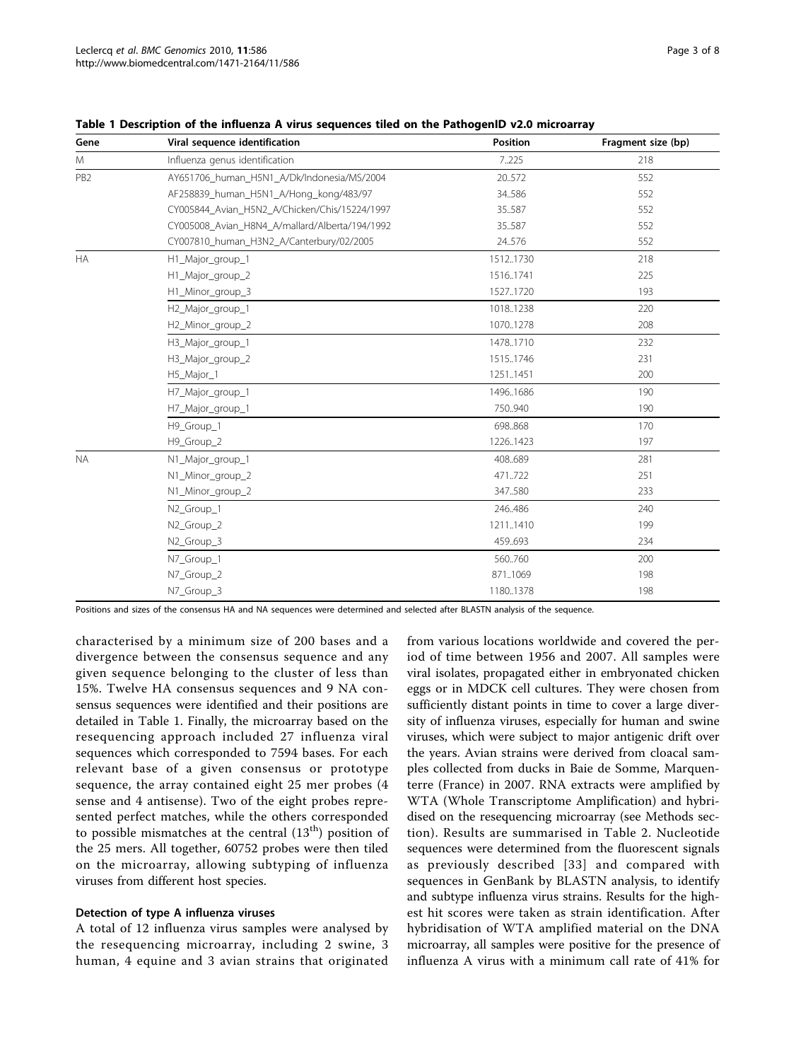**Table 1 Description of the influenza A virus sequences tiled on the PathogenID v2.0 microarray**

| Gene | Viral sequence identification | Position | Fragment size (bp) |
|---|---|---|---|
| M | Influenza genus identification | 7..225 | 218 |
| PB2 | AY651706_human_H5N1_A/Dk/Indonesia/MS/2004 | 20..572 | 552 |
| | AF258839_human_H5N1_A/Hong_kong/483/97 | 34..586 | 552 |
| | CY005844_Avian_H5N2_A/Chicken/Chis/15224/1997 | 35..587 | 552 |
| | CY005008_Avian_H8N4_A/mallard/Alberta/194/1992 | 35..587 | 552 |
| | CY007810_human_H3N2_A/Canterbury/02/2005 | 24..576 | 552 |
| HA | H1_Major_group_1 | 1512..1730 | 218 |
| | H1_Major_group_2 | 1516..1741 | 225 |
| | H1_Minor_group_3 | 1527..1720 | 193 |
| | H2_Major_group_1 | 1018..1238 | 220 |
| | H2_Minor_group_2 | 1070..1278 | 208 |
| | H3_Major_group_1 | 1478..1710 | 232 |
| | H3_Major_group_2 | 1515..1746 | 231 |
| | H5_Major_1 | 1251..1451 | 200 |
| | H7_Major_group_1 | 1496..1686 | 190 |
| | H7_Major_group_1 | 750..940 | 190 |
| | H9_Group_1 | 698..868 | 170 |
| | H9_Group_2 | 1226..1423 | 197 |
| NA | N1_Major_group_1 | 408..689 | 281 |
| | N1_Minor_group_2 | 471..722 | 251 |
| | N1_Minor_group_2 | 347..580 | 233 |
| | N2_Group_1 | 246..486 | 240 |
| | N2_Group_2 | 1211..1410 | 199 |
| | N2_Group_3 | 459..693 | 234 |
| | N7_Group_1 | 560..760 | 200 |
| | N7_Group_2 | 871..1069 | 198 |
| | N7_Group_3 | 1180..1378 | 198 |

Positions and sizes of the consensus HA and NA sequences were determined and selected after BLASTN analysis of the sequence.

characterised by a minimum size of 200 bases and a divergence between the consensus sequence and any given sequence belonging to the cluster of less than 15%. Twelve HA consensus sequences and 9 NA consensus sequences were identified and their positions are detailed in Table 1. Finally, the microarray based on the resequencing approach included 27 influenza viral sequences which corresponded to 7594 bases. For each relevant base of a given consensus or prototype sequence, the array contained eight 25 mer probes (4 sense and 4 antisense). Two of the eight probes represented perfect matches, while the others corresponded to possible mismatches at the central ($13^{th}$) position of the 25 mers. All together, 60752 probes were then tiled on the microarray, allowing subtyping of influenza viruses from different host species.

### Detection of type A influenza viruses

A total of 12 influenza virus samples were analysed by the resequencing microarray, including 2 swine, 3 human, 4 equine and 3 avian strains that originated from various locations worldwide and covered the period of time between 1956 and 2007. All samples were viral isolates, propagated either in embryonated chicken eggs or in MDCK cell cultures. They were chosen from sufficiently distant points in time to cover a large diversity of influenza viruses, especially for human and swine viruses, which were subject to major antigenic drift over the years. Avian strains were derived from cloacal samples collected from ducks in Baie de Somme, Marquenterre (France) in 2007. RNA extracts were amplified by WTA (Whole Transcriptome Amplification) and hybridised on the resequencing microarray (see Methods section). Results are summarised in Table 2. Nucleotide sequences were determined from the fluorescent signals as previously described [33] and compared with sequences in GenBank by BLASTN analysis, to identify and subtype influenza virus strains. Results for the highest hit scores were taken as strain identification. After hybridisation of WTA amplified material on the DNA microarray, all samples were positive for the presence of influenza A virus with a minimum call rate of 41% for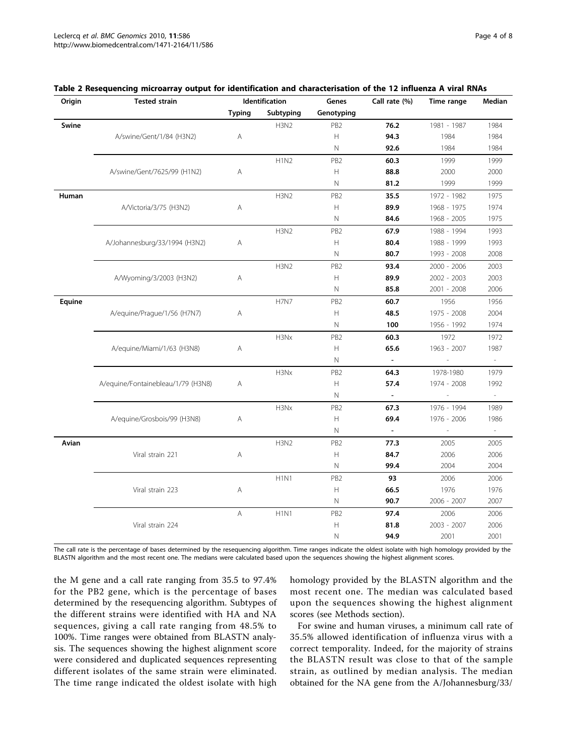**Table 2 Resequencing microarray output for identification and characterisation of the 12 influenza A viral RNAs**

| Origin | Tested strain | Identification | | Genes | Call rate (%) | Time range | Median |
|---|---|---|---|---|---|---|---|
| | | Typing | Subtyping | Genotyping | | | |
| **Swine** | | | H3N2 | PB2 | **76.2** | 1981 - 1987 | 1984 |
| | A/swine/Gent/1/84 (H3N2) | A | | H | **94.3** | 1984 | 1984 |
| | | | | N | **92.6** | 1984 | 1984 |
| | | | H1N2 | PB2 | **60.3** | 1999 | 1999 |
| | A/swine/Gent/7625/99 (H1N2) | A | | H | **88.8** | 2000 | 2000 |
| | | | | N | **81.2** | 1999 | 1999 |
| **Human** | | | H3N2 | PB2 | **35.5** | 1972 - 1982 | 1975 |
| | A/Victoria/3/75 (H3N2) | A | | H | **89.9** | 1968 - 1975 | 1974 |
| | | | | N | **84.6** | 1968 - 2005 | 1975 |
| | | | H3N2 | PB2 | **67.9** | 1988 - 1994 | 1993 |
| | A/Johannesburg/33/1994 (H3N2) | A | | H | **80.4** | 1988 - 1999 | 1993 |
| | | | | N | **80.7** | 1993 - 2008 | 2008 |
| | | | H3N2 | PB2 | **93.4** | 2000 - 2006 | 2003 |
| | A/Wyoming/3/2003 (H3N2) | A | | H | **89.9** | 2002 - 2003 | 2003 |
| | | | | N | **85.8** | 2001 - 2008 | 2006 |
| **Equine** | | | H7N7 | PB2 | **60.7** | 1956 | 1956 |
| | A/equine/Prague/1/56 (H7N7) | A | | H | **48.5** | 1975 - 2008 | 2004 |
| | | | | N | **100** | 1956 - 1992 | 1974 |
| | | | H3Nx | PB2 | **60.3** | 1972 | 1972 |
| | A/equine/Miami/1/63 (H3N8) | A | | H | **65.6** | 1963 - 2007 | 1987 |
| | | | | N | **-** | - | - |
| | | | H3Nx | PB2 | **64.3** | 1978-1980 | 1979 |
| | A/equine/Fontainebleau/1/79 (H3N8) | A | | H | **57.4** | 1974 - 2008 | 1992 |
| | | | | N | **-** | - | - |
| | | | H3Nx | PB2 | **67.3** | 1976 - 1994 | 1989 |
| | A/equine/Grosbois/99 (H3N8) | A | | H | **69.4** | 1976 - 2006 | 1986 |
| | | | | N | **-** | - | - |
| **Avian** | | | H3N2 | PB2 | **77.3** | 2005 | 2005 |
| | Viral strain 221 | A | | H | **84.7** | 2006 | 2006 |
| | | | | N | **99.4** | 2004 | 2004 |
| | | | H1N1 | PB2 | **93** | 2006 | 2006 |
| | Viral strain 223 | A | | H | **66.5** | 1976 | 1976 |
| | | | | N | **90.7** | 2006 - 2007 | 2007 |
| | | A | H1N1 | PB2 | **97.4** | 2006 | 2006 |
| | Viral strain 224 | | | H | **81.8** | 2003 - 2007 | 2006 |
| | | | | N | **94.9** | 2001 | 2001 |

The call rate is the percentage of bases determined by the resequencing algorithm. Time ranges indicate the oldest isolate with high homology provided by the BLASTN algorithm and the most recent one. The medians were calculated based upon the sequences showing the highest alignment scores.

the M gene and a call rate ranging from 35.5 to 97.4% for the PB2 gene, which is the percentage of bases determined by the resequencing algorithm. Subtypes of the different strains were identified with HA and NA sequences, giving a call rate ranging from 48.5% to 100%. Time ranges were obtained from BLASTN analysis. The sequences showing the highest alignment score were considered and duplicated sequences representing different isolates of the same strain were eliminated. The time range indicated the oldest isolate with high homology provided by the BLASTN algorithm and the most recent one. The median was calculated based upon the sequences showing the highest alignment scores (see Methods section).

For swine and human viruses, a minimum call rate of 35.5% allowed identification of influenza virus with a correct temporality. Indeed, for the majority of strains the BLASTN result was close to that of the sample strain, as outlined by median analysis. The median obtained for the NA gene from the A/Johannesburg/33/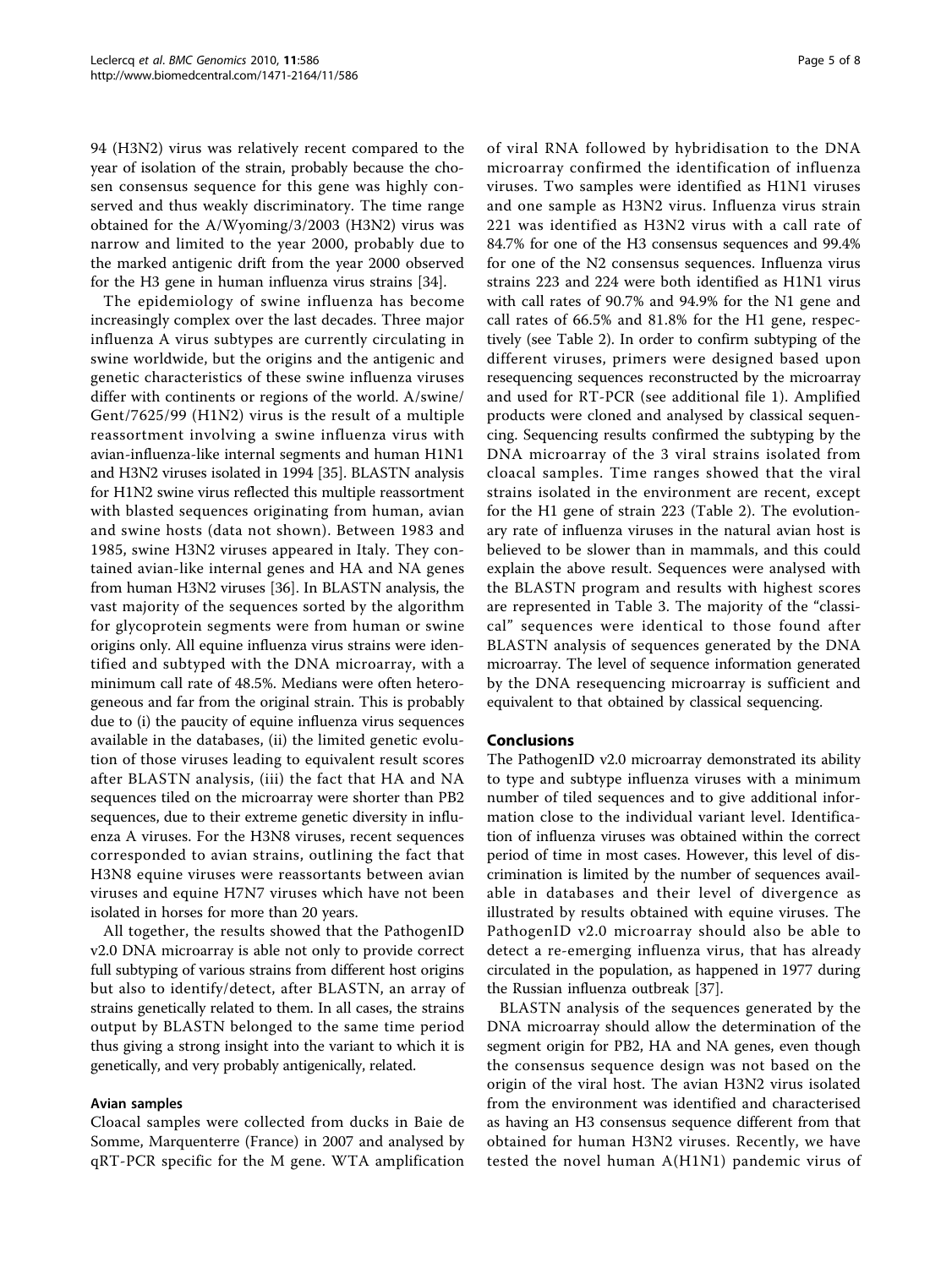94 (H3N2) virus was relatively recent compared to the year of isolation of the strain, probably because the chosen consensus sequence for this gene was highly conserved and thus weakly discriminatory. The time range obtained for the A/Wyoming/3/2003 (H3N2) virus was narrow and limited to the year 2000, probably due to the marked antigenic drift from the year 2000 observed for the H3 gene in human influenza virus strains [34].

The epidemiology of swine influenza has become increasingly complex over the last decades. Three major influenza A virus subtypes are currently circulating in swine worldwide, but the origins and the antigenic and genetic characteristics of these swine influenza viruses differ with continents or regions of the world. A/swine/Gent/7625/99 (H1N2) virus is the result of a multiple reassortment involving a swine influenza virus with avian-influenza-like internal segments and human H1N1 and H3N2 viruses isolated in 1994 [35]. BLASTN analysis for H1N2 swine virus reflected this multiple reassortment with blasted sequences originating from human, avian and swine hosts (data not shown). Between 1983 and 1985, swine H3N2 viruses appeared in Italy. They contained avian-like internal genes and HA and NA genes from human H3N2 viruses [36]. In BLASTN analysis, the vast majority of the sequences sorted by the algorithm for glycoprotein segments were from human or swine origins only. All equine influenza virus strains were identified and subtyped with the DNA microarray, with a minimum call rate of 48.5%. Medians were often heterogeneous and far from the original strain. This is probably due to (i) the paucity of equine influenza virus sequences available in the databases, (ii) the limited genetic evolution of those viruses leading to equivalent result scores after BLASTN analysis, (iii) the fact that HA and NA sequences tiled on the microarray were shorter than PB2 sequences, due to their extreme genetic diversity in influenza A viruses. For the H3N8 viruses, recent sequences corresponded to avian strains, outlining the fact that H3N8 equine viruses were reassortants between avian viruses and equine H7N7 viruses which have not been isolated in horses for more than 20 years.

All together, the results showed that the PathogenID v2.0 DNA microarray is able not only to provide correct full subtyping of various strains from different host origins but also to identify/detect, after BLASTN, an array of strains genetically related to them. In all cases, the strains output by BLASTN belonged to the same time period thus giving a strong insight into the variant to which it is genetically, and very probably antigenically, related.

### Avian samples

Cloacal samples were collected from ducks in Baie de Somme, Marquenterre (France) in 2007 and analysed by qRT-PCR specific for the M gene. WTA amplification of viral RNA followed by hybridisation to the DNA microarray confirmed the identification of influenza viruses. Two samples were identified as H1N1 viruses and one sample as H3N2 virus. Influenza virus strain 221 was identified as H3N2 virus with a call rate of 84.7% for one of the H3 consensus sequences and 99.4% for one of the N2 consensus sequences. Influenza virus strains 223 and 224 were both identified as H1N1 virus with call rates of 90.7% and 94.9% for the N1 gene and call rates of 66.5% and 81.8% for the H1 gene, respectively (see Table 2). In order to confirm subtyping of the different viruses, primers were designed based upon resequencing sequences reconstructed by the microarray and used for RT-PCR (see additional file 1). Amplified products were cloned and analysed by classical sequencing. Sequencing results confirmed the subtyping by the DNA microarray of the 3 viral strains isolated from cloacal samples. Time ranges showed that the viral strains isolated in the environment are recent, except for the H1 gene of strain 223 (Table 2). The evolutionary rate of influenza viruses in the natural avian host is believed to be slower than in mammals, and this could explain the above result. Sequences were analysed with the BLASTN program and results with highest scores are represented in Table 3. The majority of the "classical" sequences were identical to those found after BLASTN analysis of sequences generated by the DNA microarray. The level of sequence information generated by the DNA resequencing microarray is sufficient and equivalent to that obtained by classical sequencing.

## Conclusions

The PathogenID v2.0 microarray demonstrated its ability to type and subtype influenza viruses with a minimum number of tiled sequences and to give additional information close to the individual variant level. Identification of influenza viruses was obtained within the correct period of time in most cases. However, this level of discrimination is limited by the number of sequences available in databases and their level of divergence as illustrated by results obtained with equine viruses. The PathogenID v2.0 microarray should also be able to detect a re-emerging influenza virus, that has already circulated in the population, as happened in 1977 during the Russian influenza outbreak [37].

BLASTN analysis of the sequences generated by the DNA microarray should allow the determination of the segment origin for PB2, HA and NA genes, even though the consensus sequence design was not based on the origin of the viral host. The avian H3N2 virus isolated from the environment was identified and characterised as having an H3 consensus sequence different from that obtained for human H3N2 viruses. Recently, we have tested the novel human A(H1N1) pandemic virus of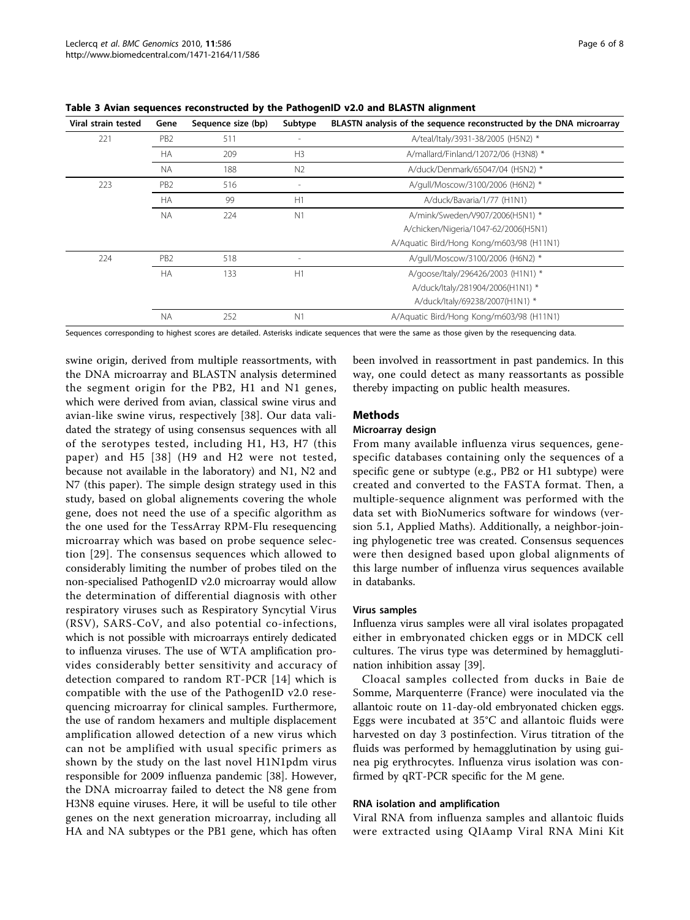**Table 3 Avian sequences reconstructed by the PathogenID v2.0 and BLASTN alignment**

| Viral strain tested | Gene | Sequence size (bp) | Subtype | BLASTN analysis of the sequence reconstructed by the DNA microarray |
|---|---|---|---|---|
| 221 | PB2 | 511 | - | A/teal/Italy/3931-38/2005 (H5N2) * |
| | HA | 209 | H3 | A/mallard/Finland/12072/06 (H3N8) * |
| | NA | 188 | N2 | A/duck/Denmark/65047/04 (H5N2) * |
| 223 | PB2 | 516 | - | A/gull/Moscow/3100/2006 (H6N2) * |
| | HA | 99 | H1 | A/duck/Bavaria/1/77 (H1N1) |
| | NA | 224 | N1 | A/mink/Sweden/V907/2006(H5N1) * |
| | | | | A/chicken/Nigeria/1047-62/2006(H5N1) |
| | | | | A/Aquatic Bird/Hong Kong/m603/98 (H11N1) |
| 224 | PB2 | 518 | - | A/gull/Moscow/3100/2006 (H6N2) * |
| | HA | 133 | H1 | A/goose/Italy/296426/2003 (H1N1) * |
| | | | | A/duck/Italy/281904/2006(H1N1) * |
| | | | | A/duck/Italy/69238/2007(H1N1) * |
| | NA | 252 | N1 | A/Aquatic Bird/Hong Kong/m603/98 (H11N1) |

Sequences corresponding to highest scores are detailed. Asterisks indicate sequences that were the same as those given by the resequencing data.

swine origin, derived from multiple reassortments, with the DNA microarray and BLASTN analysis determined the segment origin for the PB2, H1 and N1 genes, which were derived from avian, classical swine virus and avian-like swine virus, respectively [38]. Our data validated the strategy of using consensus sequences with all of the serotypes tested, including H1, H3, H7 (this paper) and H5 [38] (H9 and H2 were not tested, because not available in the laboratory) and N1, N2 and N7 (this paper). The simple design strategy used in this study, based on global alignements covering the whole gene, does not need the use of a specific algorithm as the one used for the TessArray RPM-Flu resequencing microarray which was based on probe sequence selection [29]. The consensus sequences which allowed to considerably limiting the number of probes tiled on the non-specialised PathogenID v2.0 microarray would allow the determination of differential diagnosis with other respiratory viruses such as Respiratory Syncytial Virus (RSV), SARS-CoV, and also potential co-infections, which is not possible with microarrays entirely dedicated to influenza viruses. The use of WTA amplification provides considerably better sensitivity and accuracy of detection compared to random RT-PCR [14] which is compatible with the use of the PathogenID v2.0 resequencing microarray for clinical samples. Furthermore, the use of random hexamers and multiple displacement amplification allowed detection of a new virus which can not be amplified with usual specific primers as shown by the study on the last novel H1N1pdm virus responsible for 2009 influenza pandemic [38]. However, the DNA microarray failed to detect the N8 gene from H3N8 equine viruses. Here, it will be useful to tile other genes on the next generation microarray, including all HA and NA subtypes or the PB1 gene, which has often been involved in reassortment in past pandemics. In this way, one could detect as many reassortants as possible thereby impacting on public health measures.

## Methods

### Microarray design

From many available influenza virus sequences, gene-specific databases containing only the sequences of a specific gene or subtype (e.g., PB2 or H1 subtype) were created and converted to the FASTA format. Then, a multiple-sequence alignment was performed with the data set with BioNumerics software for windows (version 5.1, Applied Maths). Additionally, a neighbor-joining phylogenetic tree was created. Consensus sequences were then designed based upon global alignments of this large number of influenza virus sequences available in databanks.

### Virus samples

Influenza virus samples were all viral isolates propagated either in embryonated chicken eggs or in MDCK cell cultures. The virus type was determined by hemagglutination inhibition assay [39].

Cloacal samples collected from ducks in Baie de Somme, Marquenterre (France) were inoculated via the allantoic route on 11-day-old embryonated chicken eggs. Eggs were incubated at 35°C and allantoic fluids were harvested on day 3 postinfection. Virus titration of the fluids was performed by hemagglutination by using guinea pig erythrocytes. Influenza virus isolation was confirmed by qRT-PCR specific for the M gene.

### RNA isolation and amplification

Viral RNA from influenza samples and allantoic fluids were extracted using QIAamp Viral RNA Mini Kit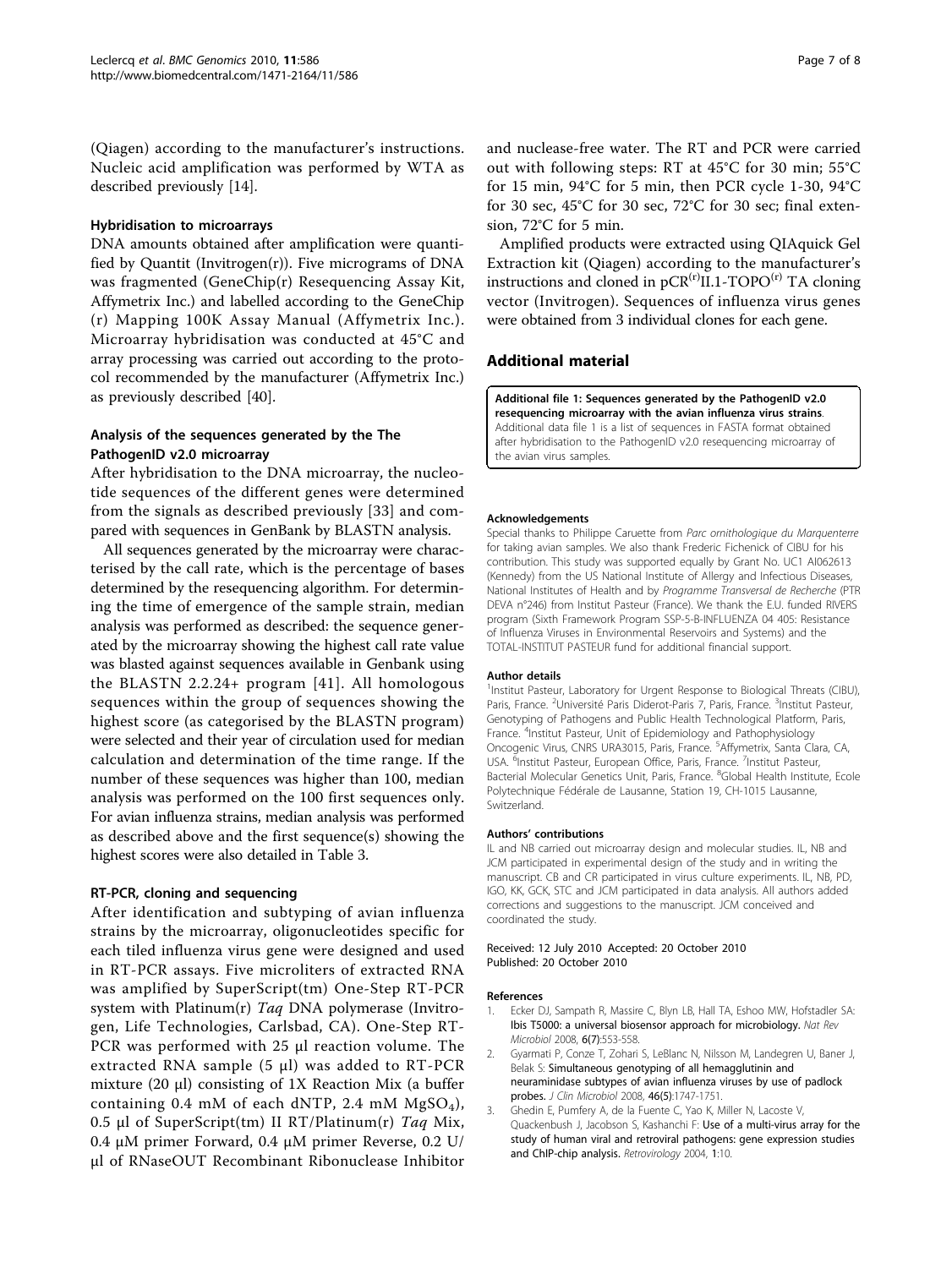(Qiagen) according to the manufacturer's instructions. Nucleic acid amplification was performed by WTA as described previously [14].

### Hybridisation to microarrays

DNA amounts obtained after amplification were quantified by Quantit (Invitrogen(r)). Five micrograms of DNA was fragmented (GeneChip(r) Resequencing Assay Kit, Affymetrix Inc.) and labelled according to the GeneChip (r) Mapping 100K Assay Manual (Affymetrix Inc.). Microarray hybridisation was conducted at 45°C and array processing was carried out according to the protocol recommended by the manufacturer (Affymetrix Inc.) as previously described [40].

### Analysis of the sequences generated by the The PathogenID v2.0 microarray

After hybridisation to the DNA microarray, the nucleotide sequences of the different genes were determined from the signals as described previously [33] and compared with sequences in GenBank by BLASTN analysis.

All sequences generated by the microarray were characterised by the call rate, which is the percentage of bases determined by the resequencing algorithm. For determining the time of emergence of the sample strain, median analysis was performed as described: the sequence generated by the microarray showing the highest call rate value was blasted against sequences available in Genbank using the BLASTN 2.2.24+ program [41]. All homologous sequences within the group of sequences showing the highest score (as categorised by the BLASTN program) were selected and their year of circulation used for median calculation and determination of the time range. If the number of these sequences was higher than 100, median analysis was performed on the 100 first sequences only. For avian influenza strains, median analysis was performed as described above and the first sequence(s) showing the highest scores were also detailed in Table 3.

### RT-PCR, cloning and sequencing

After identification and subtyping of avian influenza strains by the microarray, oligonucleotides specific for each tiled influenza virus gene were designed and used in RT-PCR assays. Five microliters of extracted RNA was amplified by SuperScript(tm) One-Step RT-PCR system with Platinum(r) *Taq* DNA polymerase (Invitrogen, Life Technologies, Carlsbad, CA). One-Step RT-PCR was performed with 25 μl reaction volume. The extracted RNA sample (5 μl) was added to RT-PCR mixture (20 μl) consisting of 1X Reaction Mix (a buffer containing 0.4 mM of each dNTP, 2.4 mM $MgSO_4$), 0.5 μl of SuperScript(tm) II RT/Platinum(r) *Taq* Mix, 0.4 μM primer Forward, 0.4 μM primer Reverse, 0.2 U/μl of RNaseOUT Recombinant Ribonuclease Inhibitor and nuclease-free water. The RT and PCR were carried out with following steps: RT at 45°C for 30 min; 55°C for 15 min, 94°C for 5 min, then PCR cycle 1-30, 94°C for 30 sec, 45°C for 30 sec, 72°C for 30 sec; final extension, 72°C for 5 min.

Amplified products were extracted using QIAquick Gel Extraction kit (Qiagen) according to the manufacturer's instructions and cloned in pCR(r)II.1-TOPO(r) TA cloning vector (Invitrogen). Sequences of influenza virus genes were obtained from 3 individual clones for each gene.

## Additional material

**Additional file 1: Sequences generated by the PathogenID v2.0 resequencing microarray with the avian influenza virus strains.** Additional data file 1 is a list of sequences in FASTA format obtained after hybridisation to the PathogenID v2.0 resequencing microarray of the avian virus samples.

#### Acknowledgements

Special thanks to Philippe Caruette from *Parc ornithologique du Marquenterre* for taking avian samples. We also thank Frederic Fichenick of CIBU for his contribution. This study was supported equally by Grant No. UC1 AI062613 (Kennedy) from the US National Institute of Allergy and Infectious Diseases, National Institutes of Health and by *Programme Transversal de Recherche* (PTR DEVA n°246) from Institut Pasteur (France). We thank the E.U. funded RIVERS program (Sixth Framework Program SSP-5-B-INFLUENZA 04 405: Resistance of Influenza Viruses in Environmental Reservoirs and Systems) and the TOTAL-INSTITUT PASTEUR fund for additional financial support.

#### Author details

[1]Institut Pasteur, Laboratory for Urgent Response to Biological Threats (CIBU), Paris, France. [2]Université Paris Diderot-Paris 7, Paris, France. [3]Institut Pasteur, Genotyping of Pathogens and Public Health Technological Platform, Paris, France. [4]Institut Pasteur, Unit of Epidemiology and Pathophysiology Oncogenic Virus, CNRS URA3015, Paris, France. [5]Affymetrix, Santa Clara, CA, USA. [6]Institut Pasteur, European Office, Paris, France. [7]Institut Pasteur, Bacterial Molecular Genetics Unit, Paris, France. [8]Global Health Institute, Ecole Polytechnique Fédérale de Lausanne, Station 19, CH-1015 Lausanne, Switzerland.

#### Authors' contributions

IL and NB carried out microarray design and molecular studies. IL, NB and JCM participated in experimental design of the study and in writing the manuscript. CB and CR participated in virus culture experiments. IL, NB, PD, IGO, KK, GCK, STC and JCM participated in data analysis. All authors added corrections and suggestions to the manuscript. JCM conceived and coordinated the study.

Received: 12 July 2010 Accepted: 20 October 2010
Published: 20 October 2010

#### References

1. Ecker DJ, Sampath R, Massire C, Blyn LB, Hall TA, Eshoo MW, Hofstadler SA: **Ibis T5000: a universal biosensor approach for microbiology.** *Nat Rev Microbiol* 2008, **6(7)**:553-558.
2. Gyarmati P, Conze T, Zohari S, LeBlanc N, Nilsson M, Landegren U, Baner J, Belak S: **Simultaneous genotyping of all hemagglutinin and neuraminidase subtypes of avian influenza viruses by use of padlock probes.** *J Clin Microbiol* 2008, **46(5)**:1747-1751.
3. Ghedin E, Pumfery A, de la Fuente C, Yao K, Miller N, Lacoste V, Quackenbush J, Jacobson S, Kashanchi F: **Use of a multi-virus array for the study of human viral and retroviral pathogens: gene expression studies and ChIP-chip analysis.** *Retrovirology* 2004, **1**:10.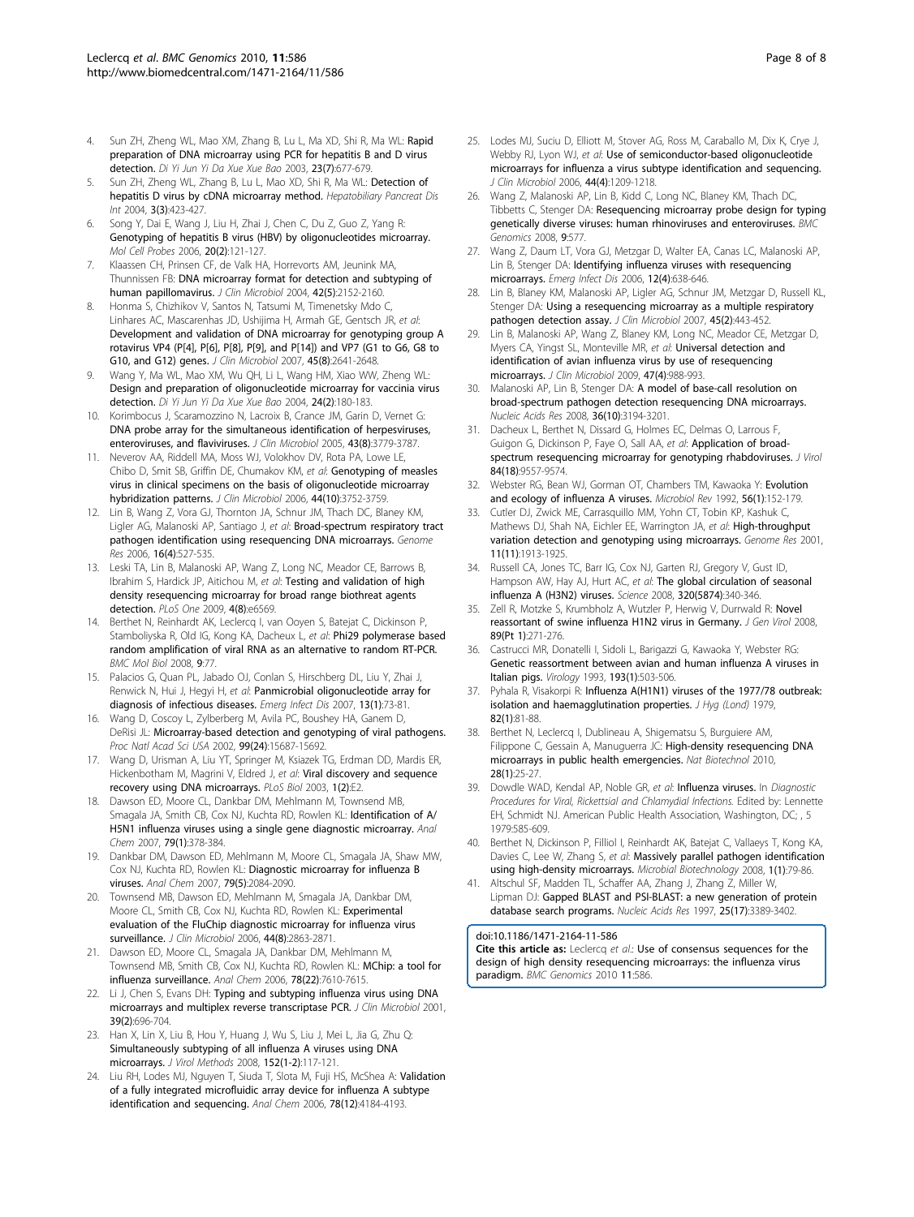4. Sun ZH, Zheng WL, Mao XM, Zhang B, Lu L, Ma XD, Shi R, Ma WL: **Rapid preparation of DNA microarray using PCR for hepatitis B and D virus detection.** *Di Yi Jun Yi Da Xue Xue Bao* 2003, **23(7)**:677-679.
5. Sun ZH, Zheng WL, Zhang B, Lu L, Mao XD, Shi R, Ma WL: **Detection of hepatitis D virus by cDNA microarray method.** *Hepatobiliary Pancreat Dis Int* 2004, **3(3)**:423-427.
6. Song Y, Dai E, Wang J, Liu H, Zhai J, Chen C, Du Z, Guo Z, Yang R: **Genotyping of hepatitis B virus (HBV) by oligonucleotides microarray.** *Mol Cell Probes* 2006, **20(2)**:121-127.
7. Klaassen CH, Prinsen CF, de Valk HA, Horrevorts AM, Jeunink MA, Thunnissen FB: **DNA microarray format for detection and subtyping of human papillomavirus.** *J Clin Microbiol* 2004, **42(5)**:2152-2160.
8. Honma S, Chizhikov V, Santos N, Tatsumi M, Timenetsky Mdo C, Linhares AC, Mascarenhas JD, Ushijima H, Armah GE, Gentsch JR, *et al*: **Development and validation of DNA microarray for genotyping group A rotavirus VP4 (P[4], P[6], P[8], P[9], and P[14]) and VP7 (G1 to G6, G8 to G10, and G12) genes.** *J Clin Microbiol* 2007, **45(8)**:2641-2648.
9. Wang Y, Ma WL, Mao XM, Wu QH, Li L, Wang HM, Xiao WW, Zheng WL: **Design and preparation of oligonucleotide microarray for vaccinia virus detection.** *Di Yi Jun Yi Da Xue Xue Bao* 2004, **24(2)**:180-183.
10. Korimbocus J, Scaramozzino N, Lacroix B, Crance JM, Garin D, Vernet G: **DNA probe array for the simultaneous identification of herpesviruses, enteroviruses, and flaviviruses.** *J Clin Microbiol* 2005, **43(8)**:3779-3787.
11. Neverov AA, Riddell MA, Moss WJ, Volokhov DV, Rota PA, Lowe LE, Chibo D, Smit SB, Griffin DE, Chumakov KM, *et al*: **Genotyping of measles virus in clinical specimens on the basis of oligonucleotide microarray hybridization patterns.** *J Clin Microbiol* 2006, **44(10)**:3752-3759.
12. Lin B, Wang Z, Vora GJ, Thornton JA, Schnur JM, Thach DC, Blaney KM, Ligler AG, Malanoski AP, Santiago J, *et al*: **Broad-spectrum respiratory tract pathogen identification using resequencing DNA microarrays.** *Genome Res* 2006, **16(4)**:527-535.
13. Leski TA, Lin B, Malanoski AP, Wang Z, Long NC, Meador CE, Barrows B, Ibrahim S, Hardick JP, Aitichou M, *et al*: **Testing and validation of high density resequencing microarray for broad range biothreat agents detection.** *PLoS One* 2009, **4(8)**:e6569.
14. Berthet N, Reinhardt AK, Leclercq I, van Ooyen S, Batejat C, Dickinson P, Stamboliyska R, Old IG, Kong KA, Dacheux L, *et al*: **Phi29 polymerase based random amplification of viral RNA as an alternative to random RT-PCR.** *BMC Mol Biol* 2008, **9**:77.
15. Palacios G, Quan PL, Jabado OJ, Conlan S, Hirschberg DL, Liu Y, Zhai J, Renwick N, Hui J, Hegyi H, *et al*: **Panmicrobial oligonucleotide array for diagnosis of infectious diseases.** *Emerg Infect Dis* 2007, **13(1)**:73-81.
16. Wang D, Coscoy L, Zylberberg M, Avila PC, Boushey HA, Ganem D, DeRisi JL: **Microarray-based detection and genotyping of viral pathogens.** *Proc Natl Acad Sci USA* 2002, **99(24)**:15687-15692.
17. Wang D, Urisman A, Liu YT, Springer M, Ksiazek TG, Erdman DD, Mardis ER, Hickenbotham M, Magrini V, Eldred J, *et al*: **Viral discovery and sequence recovery using DNA microarrays.** *PLoS Biol* 2003, **1(2)**:E2.
18. Dawson ED, Moore CL, Dankbar DM, Mehlmann M, Townsend MB, Smagala JA, Smith CB, Cox NJ, Kuchta RD, Rowlen KL: **Identification of A/H5N1 influenza viruses using a single gene diagnostic microarray.** *Anal Chem* 2007, **79(1)**:378-384.
19. Dankbar DM, Dawson ED, Mehlmann M, Moore CL, Smagala JA, Shaw MW, Cox NJ, Kuchta RD, Rowlen KL: **Diagnostic microarray for influenza B viruses.** *Anal Chem* 2007, **79(5)**:2084-2090.
20. Townsend MB, Dawson ED, Mehlmann M, Smagala JA, Dankbar DM, Moore CL, Smith CB, Cox NJ, Kuchta RD, Rowlen KL: **Experimental evaluation of the FluChip diagnostic microarray for influenza virus surveillance.** *J Clin Microbiol* 2006, **44(8)**:2863-2871.
21. Dawson ED, Moore CL, Smagala JA, Dankbar DM, Mehlmann M, Townsend MB, Smith CB, Cox NJ, Kuchta RD, Rowlen KL: **MChip: a tool for influenza surveillance.** *Anal Chem* 2006, **78(22)**:7610-7615.
22. Li J, Chen S, Evans DH: **Typing and subtyping influenza virus using DNA microarrays and multiplex reverse transcriptase PCR.** *J Clin Microbiol* 2001, **39(2)**:696-704.
23. Han X, Lin X, Liu B, Hou Y, Huang J, Wu S, Liu J, Mei L, Jia G, Zhu Q: **Simultaneously subtyping of all influenza A viruses using DNA microarrays.** *J Virol Methods* 2008, **152(1-2)**:117-121.
24. Liu RH, Lodes MJ, Nguyen T, Siuda T, Slota M, Fuji HS, McShea A: **Validation of a fully integrated microfluidic array device for influenza A subtype identification and sequencing.** *Anal Chem* 2006, **78(12)**:4184-4193.
25. Lodes MJ, Suciu D, Elliott M, Stover AG, Ross M, Caraballo M, Dix K, Crye J, Webby RJ, Lyon WJ, *et al*: **Use of semiconductor-based oligonucleotide microarrays for influenza a virus subtype identification and sequencing.** *J Clin Microbiol* 2006, **44(4)**:1209-1218.
26. Wang Z, Malanoski AP, Lin B, Kidd C, Long NC, Blaney KM, Thach DC, Tibbetts C, Stenger DA: **Resequencing microarray probe design for typing genetically diverse viruses: human rhinoviruses and enteroviruses.** *BMC Genomics* 2008, **9**:577.
27. Wang Z, Daum LT, Vora GJ, Metzgar D, Walter EA, Canas LC, Malanoski AP, Lin B, Stenger DA: **Identifying influenza viruses with resequencing microarrays.** *Emerg Infect Dis* 2006, **12(4)**:638-646.
28. Lin B, Blaney KM, Malanoski AP, Ligler AG, Schnur JM, Metzgar D, Russell KL, Stenger DA: **Using a resequencing microarray as a multiple respiratory pathogen detection assay.** *J Clin Microbiol* 2007, **45(2)**:443-452.
29. Lin B, Malanoski AP, Wang Z, Blaney KM, Long NC, Meador CE, Metzgar D, Myers CA, Yingst SL, Monteville MR, *et al*: **Universal detection and identification of avian influenza virus by use of resequencing microarrays.** *J Clin Microbiol* 2009, **47(4)**:988-993.
30. Malanoski AP, Lin B, Stenger DA: **A model of base-call resolution on broad-spectrum pathogen detection resequencing DNA microarrays.** *Nucleic Acids Res* 2008, **36(10)**:3194-3201.
31. Dacheux L, Berthet N, Dissard G, Holmes EC, Delmas O, Larrous F, Guigon G, Dickinson P, Faye O, Sall AA, *et al*: **Application of broad-spectrum resequencing microarray for genotyping rhabdoviruses.** *J Virol* **84(18)**:9557-9574.
32. Webster RG, Bean WJ, Gorman OT, Chambers TM, Kawaoka Y: **Evolution and ecology of influenza A viruses.** *Microbiol Rev* 1992, **56(1)**:152-179.
33. Cutler DJ, Zwick ME, Carrasquillo MM, Yohn CT, Tobin KP, Kashuk C, Mathews DJ, Shah NA, Eichler EE, Warrington JA, *et al*: **High-throughput variation detection and genotyping using microarrays.** *Genome Res* 2001, **11(11)**:1913-1925.
34. Russell CA, Jones TC, Barr IG, Cox NJ, Garten RJ, Gregory V, Gust ID, Hampson AW, Hay AJ, Hurt AC, *et al*: **The global circulation of seasonal influenza A (H3N2) viruses.** *Science* 2008, **320(5874)**:340-346.
35. Zell R, Motzke S, Krumbholz A, Wutzler P, Herwig V, Durrwald R: **Novel reassortant of swine influenza H1N2 virus in Germany.** *J Gen Virol* 2008, **89(Pt 1)**:271-276.
36. Castrucci MR, Donatelli I, Sidoli L, Barigazzi G, Kawaoka Y, Webster RG: **Genetic reassortment between avian and human influenza A viruses in Italian pigs.** *Virology* 1993, **193(1)**:503-506.
37. Pyhala R, Visakorpi R: **Influenza A(H1N1) viruses of the 1977/78 outbreak: isolation and haemagglutination properties.** *J Hyg (Lond)* 1979, **82(1)**:81-88.
38. Berthet N, Leclercq I, Dublineau A, Shigematsu S, Burguiere AM, Filippone C, Gessain A, Manuguerra JC: **High-density resequencing DNA microarrays in public health emergencies.** *Nat Biotechnol* 2010, **28(1)**:25-27.
39. Dowdle WAD, Kendal AP, Noble GR, *et al*: **Influenza viruses.** In *Diagnostic Procedures for Viral, Rickettsial and Chlamydial Infections.* Edited by: Lennette EH, Schmidt NJ. American Public Health Association, Washington, DC; , 5 1979:585-609.
40. Berthet N, Dickinson P, Filliol I, Reinhardt AK, Batejat C, Vallaeys T, Kong KA, Davies C, Lee W, Zhang S, *et al*: **Massively parallel pathogen identification using high-density microarrays.** *Microbial Biotechnology* 2008, **1(1)**:79-86.
41. Altschul SF, Madden TL, Schaffer AA, Zhang J, Zhang Z, Miller W, Lipman DJ: **Gapped BLAST and PSI-BLAST: a new generation of protein database search programs.** *Nucleic Acids Res* 1997, **25(17)**:3389-3402.

doi:10.1186/1471-2164-11-586

**Cite this article as:** Leclercq *et al.*: Use of consensus sequences for the design of high density resequencing microarrays: the influenza virus paradigm. *BMC Genomics* 2010 **11**:586.